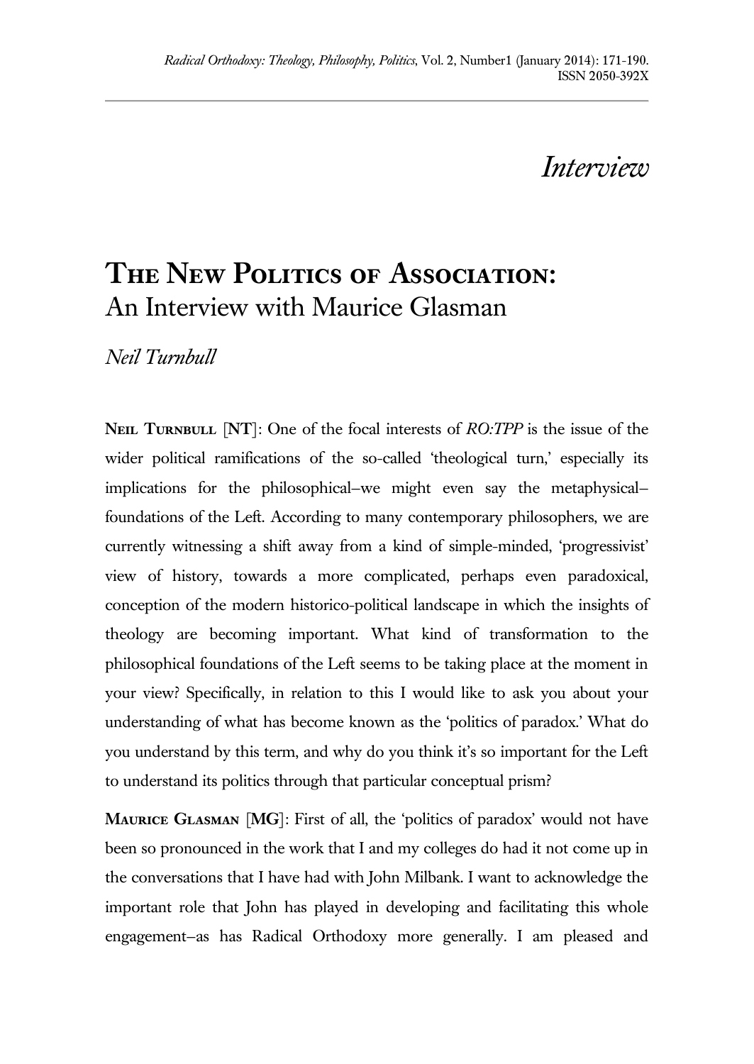# *Interview*

## The New Politics of Association: An Interview with Maurice Glasman

*Neil Turnbull*

**Neil Turnbull** [**NT**]: One of the focal interests of *RO:TPP* is the issue of the wider political ramifications of the so-called 'theological turn,' especially its implications for the philosophical–we might even say the metaphysical–foundations of the Left. According to many contemporary philosophers, we are currently witnessing a shift away from a kind of simple-minded, 'progressivist' view of history, towards a more complicated, perhaps even paradoxical, conception of the modern historico-political landscape in which the insights of theology are becoming important. What kind of transformation to the philosophical foundations of the Left seems to be taking place at the moment in your view? Specifically, in relation to this I would like to ask you about your understanding of what has become known as the 'politics of paradox.' What do you understand by this term, and why do you think it's so important for the Left to understand its politics through that particular conceptual prism?

**Maurice Glasman** [**MG**]: First of all, the 'politics of paradox' would not have been so pronounced in the work that I and my colleges do had it not come up in the conversations that I have had with John Milbank. I want to acknowledge the important role that John has played in developing and facilitating this whole engagement–as has Radical Orthodoxy more generally. I am pleased and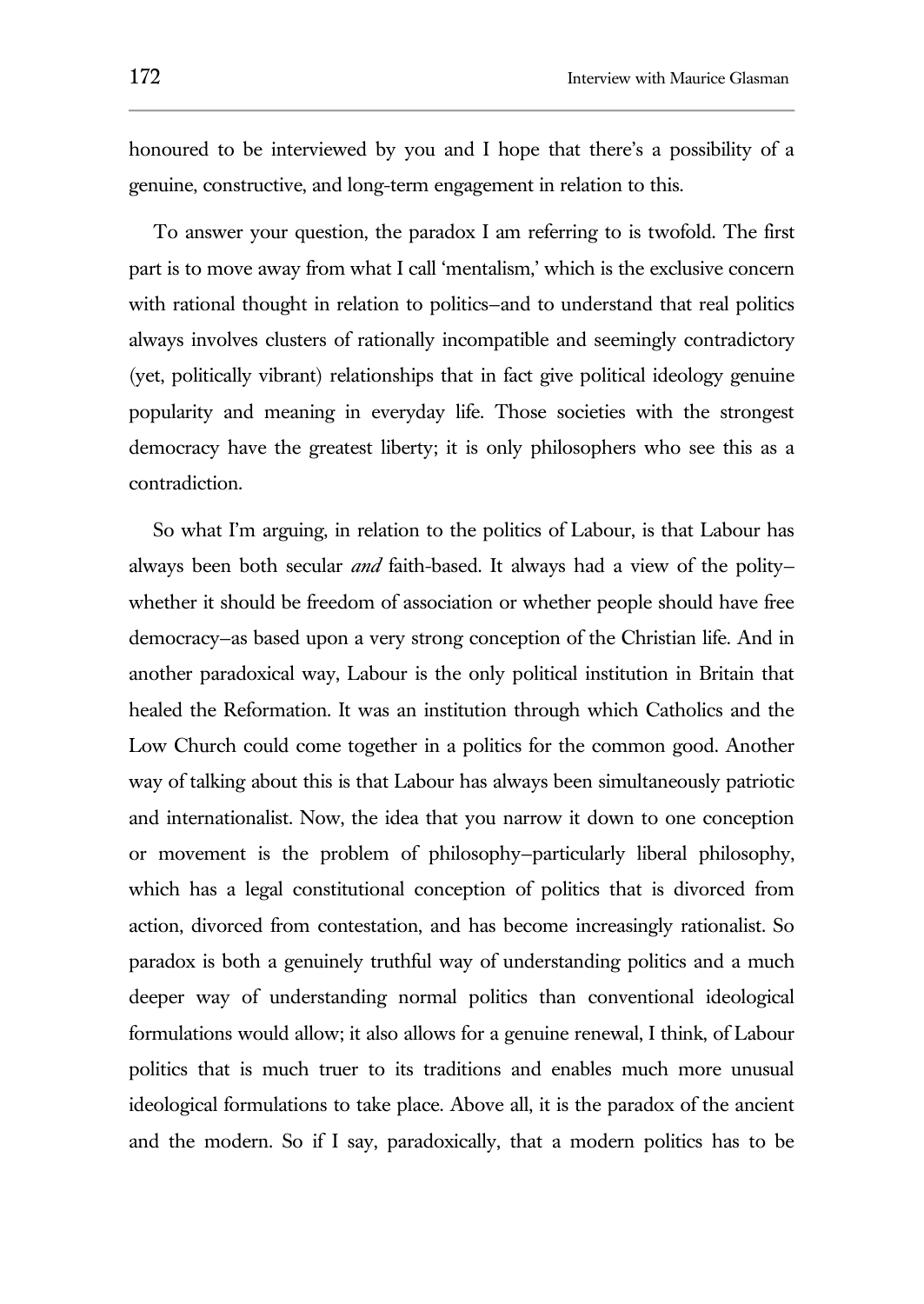honoured to be interviewed by you and I hope that there's a possibility of a genuine, constructive, and long-term engagement in relation to this.

To answer your question, the paradox I am referring to is twofold. The first part is to move away from what I call 'mentalism,' which is the exclusive concern with rational thought in relation to politics—and to understand that real politics always involves clusters of rationally incompatible and seemingly contradictory (yet, politically vibrant) relationships that in fact give political ideology genuine popularity and meaning in everyday life. Those societies with the strongest democracy have the greatest liberty; it is only philosophers who see this as a contradiction.

So what I'm arguing, in relation to the politics of Labour, is that Labour has always been both secular *and* faith-based. It always had a view of the polity—whether it should be freedom of association or whether people should have free democracy—as based upon a very strong conception of the Christian life. And in another paradoxical way, Labour is the only political institution in Britain that healed the Reformation. It was an institution through which Catholics and the Low Church could come together in a politics for the common good. Another way of talking about this is that Labour has always been simultaneously patriotic and internationalist. Now, the idea that you narrow it down to one conception or movement is the problem of philosophy—particularly liberal philosophy, which has a legal constitutional conception of politics that is divorced from action, divorced from contestation, and has become increasingly rationalist. So paradox is both a genuinely truthful way of understanding politics and a much deeper way of understanding normal politics than conventional ideological formulations would allow; it also allows for a genuine renewal, I think, of Labour politics that is much truer to its traditions and enables much more unusual ideological formulations to take place. Above all, it is the paradox of the ancient and the modern. So if I say, paradoxically, that a modern politics has to be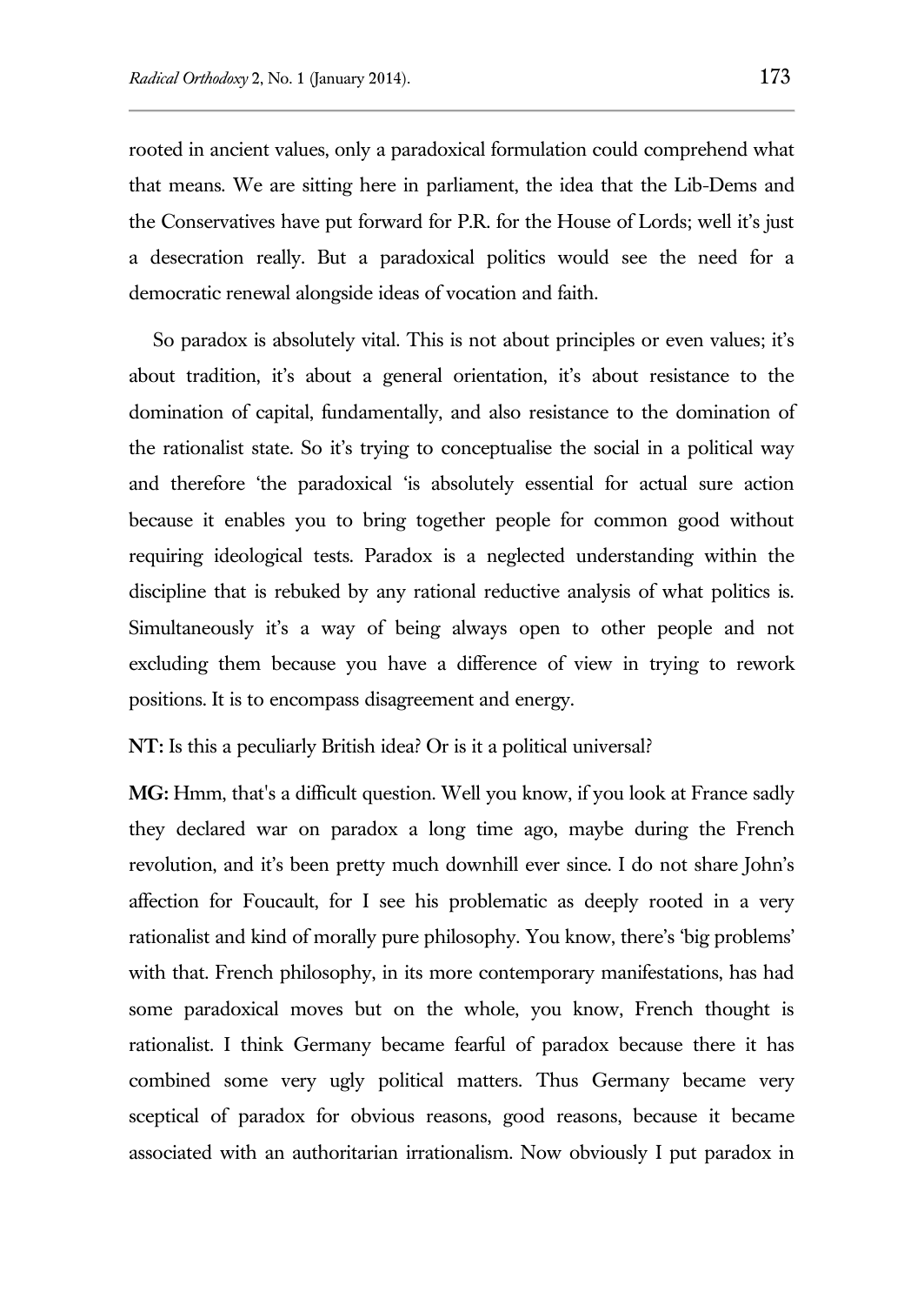rooted in ancient values, only a paradoxical formulation could comprehend what that means. We are sitting here in parliament, the idea that the Lib-Dems and the Conservatives have put forward for P.R. for the House of Lords; well it's just a desecration really. But a paradoxical politics would see the need for a democratic renewal alongside ideas of vocation and faith.

So paradox is absolutely vital. This is not about principles or even values; it's about tradition, it's about a general orientation, it's about resistance to the domination of capital, fundamentally, and also resistance to the domination of the rationalist state. So it's trying to conceptualise the social in a political way and therefore 'the paradoxical 'is absolutely essential for actual sure action because it enables you to bring together people for common good without requiring ideological tests. Paradox is a neglected understanding within the discipline that is rebuked by any rational reductive analysis of what politics is. Simultaneously it's a way of being always open to other people and not excluding them because you have a difference of view in trying to rework positions. It is to encompass disagreement and energy.

**NT:** Is this a peculiarly British idea? Or is it a political universal?

**MG:** Hmm, that's a difficult question. Well you know, if you look at France sadly they declared war on paradox a long time ago, maybe during the French revolution, and it's been pretty much downhill ever since. I do not share John's affection for Foucault, for I see his problematic as deeply rooted in a very rationalist and kind of morally pure philosophy. You know, there's 'big problems' with that. French philosophy, in its more contemporary manifestations, has had some paradoxical moves but on the whole, you know, French thought is rationalist. I think Germany became fearful of paradox because there it has combined some very ugly political matters. Thus Germany became very sceptical of paradox for obvious reasons, good reasons, because it became associated with an authoritarian irrationalism. Now obviously I put paradox in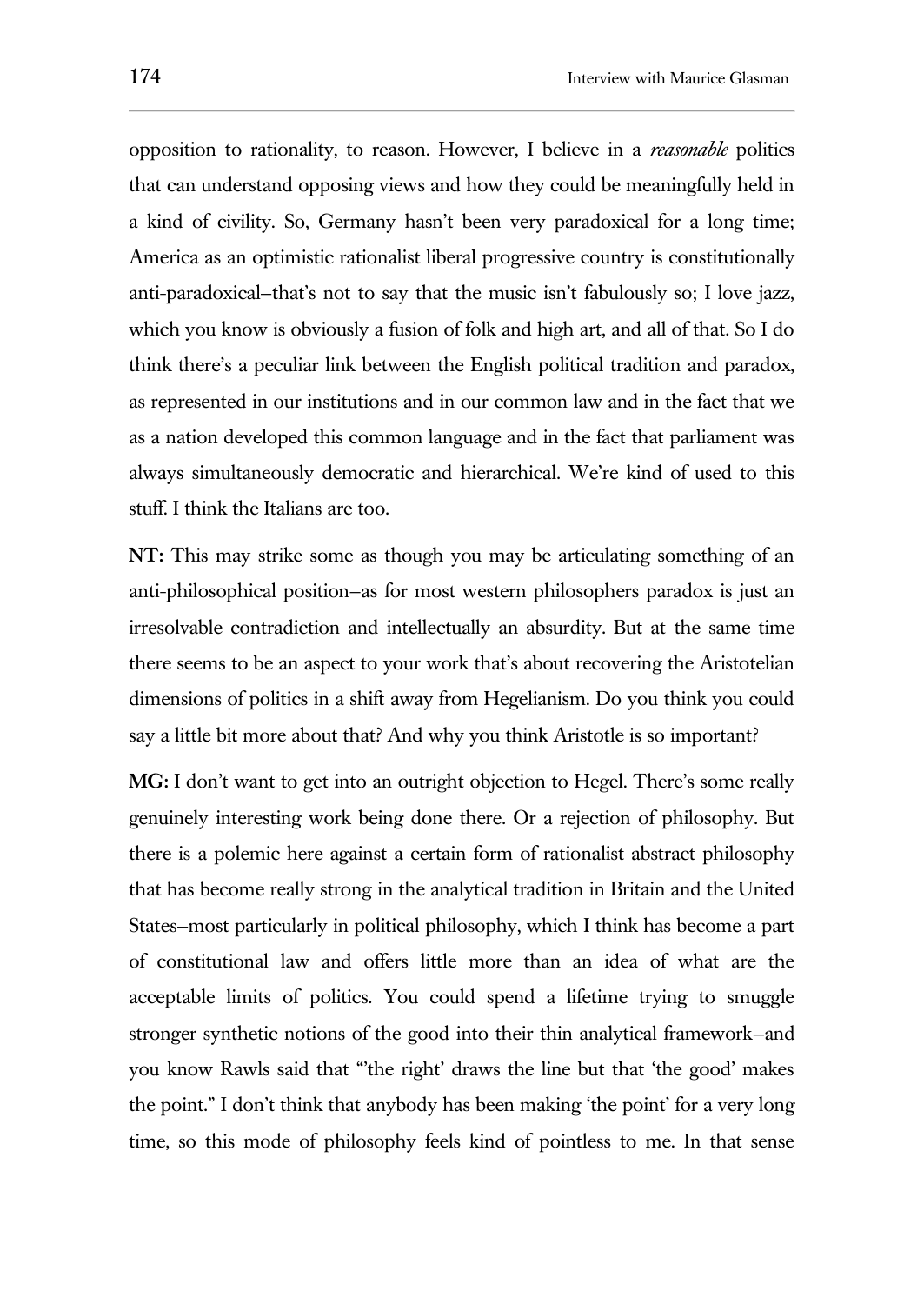opposition to rationality, to reason. However, I believe in a *reasonable* politics that can understand opposing views and how they could be meaningfully held in a kind of civility. So, Germany hasn't been very paradoxical for a long time; America as an optimistic rationalist liberal progressive country is constitutionally anti-paradoxical–that's not to say that the music isn't fabulously so; I love jazz, which you know is obviously a fusion of folk and high art, and all of that. So I do think there's a peculiar link between the English political tradition and paradox, as represented in our institutions and in our common law and in the fact that we as a nation developed this common language and in the fact that parliament was always simultaneously democratic and hierarchical. We're kind of used to this stuff. I think the Italians are too.

**NT:** This may strike some as though you may be articulating something of an anti-philosophical position–as for most western philosophers paradox is just an irresolvable contradiction and intellectually an absurdity. But at the same time there seems to be an aspect to your work that's about recovering the Aristotelian dimensions of politics in a shift away from Hegelianism. Do you think you could say a little bit more about that? And why you think Aristotle is so important?

**MG:** I don't want to get into an outright objection to Hegel. There's some really genuinely interesting work being done there. Or a rejection of philosophy. But there is a polemic here against a certain form of rationalist abstract philosophy that has become really strong in the analytical tradition in Britain and the United States–most particularly in political philosophy, which I think has become a part of constitutional law and offers little more than an idea of what are the acceptable limits of politics. You could spend a lifetime trying to smuggle stronger synthetic notions of the good into their thin analytical framework–and you know Rawls said that "'the right' draws the line but that 'the good' makes the point." I don't think that anybody has been making 'the point' for a very long time, so this mode of philosophy feels kind of pointless to me. In that sense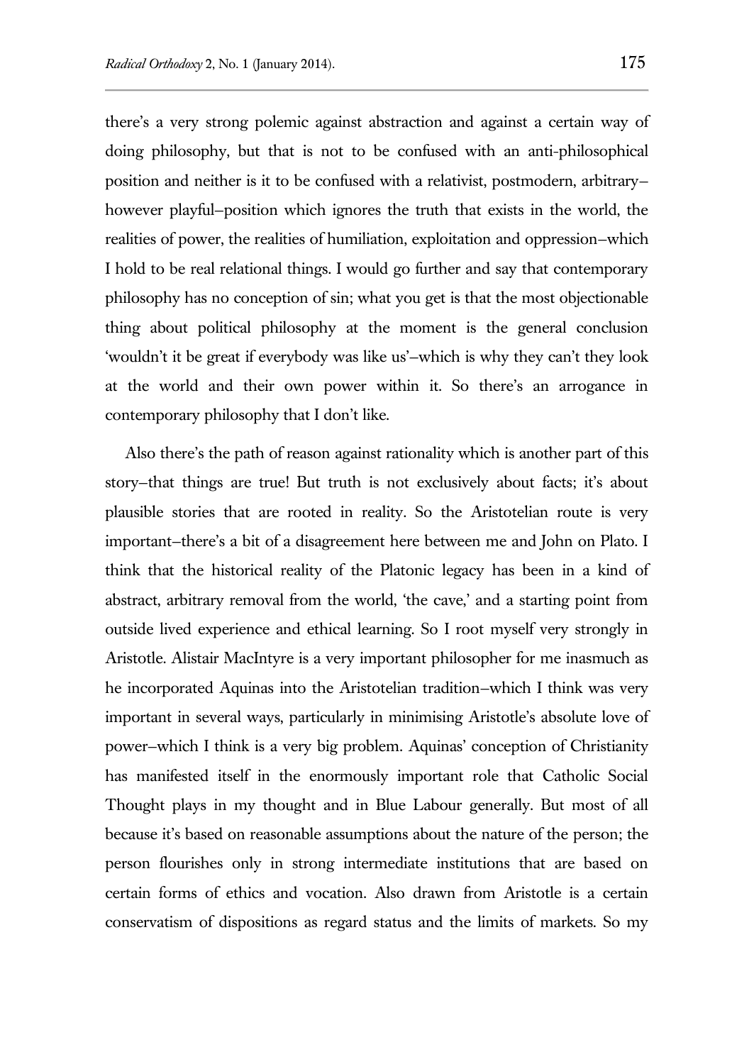there's a very strong polemic against abstraction and against a certain way of doing philosophy, but that is not to be confused with an anti-philosophical position and neither is it to be confused with a relativist, postmodern, arbitrary–however playful–position which ignores the truth that exists in the world, the realities of power, the realities of humiliation, exploitation and oppression–which I hold to be real relational things. I would go further and say that contemporary philosophy has no conception of sin; what you get is that the most objectionable thing about political philosophy at the moment is the general conclusion 'wouldn't it be great if everybody was like us'–which is why they can't they look at the world and their own power within it. So there's an arrogance in contemporary philosophy that I don't like.

Also there's the path of reason against rationality which is another part of this story–that things are true! But truth is not exclusively about facts; it's about plausible stories that are rooted in reality. So the Aristotelian route is very important–there's a bit of a disagreement here between me and John on Plato. I think that the historical reality of the Platonic legacy has been in a kind of abstract, arbitrary removal from the world, 'the cave,' and a starting point from outside lived experience and ethical learning. So I root myself very strongly in Aristotle. Alistair MacIntyre is a very important philosopher for me inasmuch as he incorporated Aquinas into the Aristotelian tradition–which I think was very important in several ways, particularly in minimising Aristotle's absolute love of power–which I think is a very big problem. Aquinas' conception of Christianity has manifested itself in the enormously important role that Catholic Social Thought plays in my thought and in Blue Labour generally. But most of all because it's based on reasonable assumptions about the nature of the person; the person flourishes only in strong intermediate institutions that are based on certain forms of ethics and vocation. Also drawn from Aristotle is a certain conservatism of dispositions as regard status and the limits of markets. So my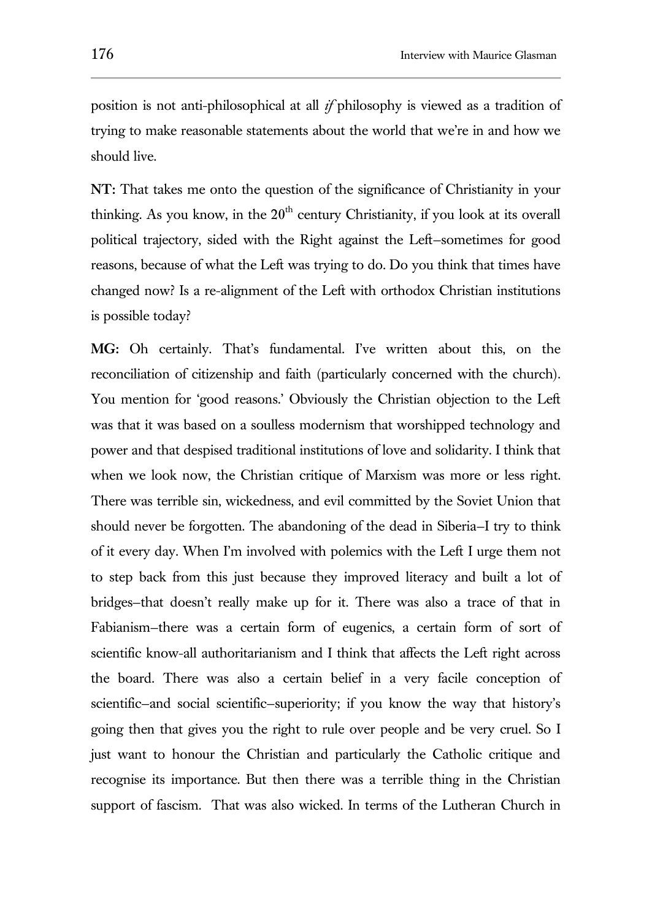position is not anti-philosophical at all *if* philosophy is viewed as a tradition of trying to make reasonable statements about the world that we're in and how we should live.

**NT:** That takes me onto the question of the significance of Christianity in your thinking. As you know, in the 20th century Christianity, if you look at its overall political trajectory, sided with the Right against the Left—sometimes for good reasons, because of what the Left was trying to do. Do you think that times have changed now? Is a re-alignment of the Left with orthodox Christian institutions is possible today?

**MG:** Oh certainly. That's fundamental. I've written about this, on the reconciliation of citizenship and faith (particularly concerned with the church). You mention for 'good reasons.' Obviously the Christian objection to the Left was that it was based on a soulless modernism that worshipped technology and power and that despised traditional institutions of love and solidarity. I think that when we look now, the Christian critique of Marxism was more or less right. There was terrible sin, wickedness, and evil committed by the Soviet Union that should never be forgotten. The abandoning of the dead in Siberia—I try to think of it every day. When I'm involved with polemics with the Left I urge them not to step back from this just because they improved literacy and built a lot of bridges—that doesn't really make up for it. There was also a trace of that in Fabianism—there was a certain form of eugenics, a certain form of sort of scientific know-all authoritarianism and I think that affects the Left right across the board. There was also a certain belief in a very facile conception of scientific—and social scientific—superiority; if you know the way that history's going then that gives you the right to rule over people and be very cruel. So I just want to honour the Christian and particularly the Catholic critique and recognise its importance. But then there was a terrible thing in the Christian support of fascism. That was also wicked. In terms of the Lutheran Church in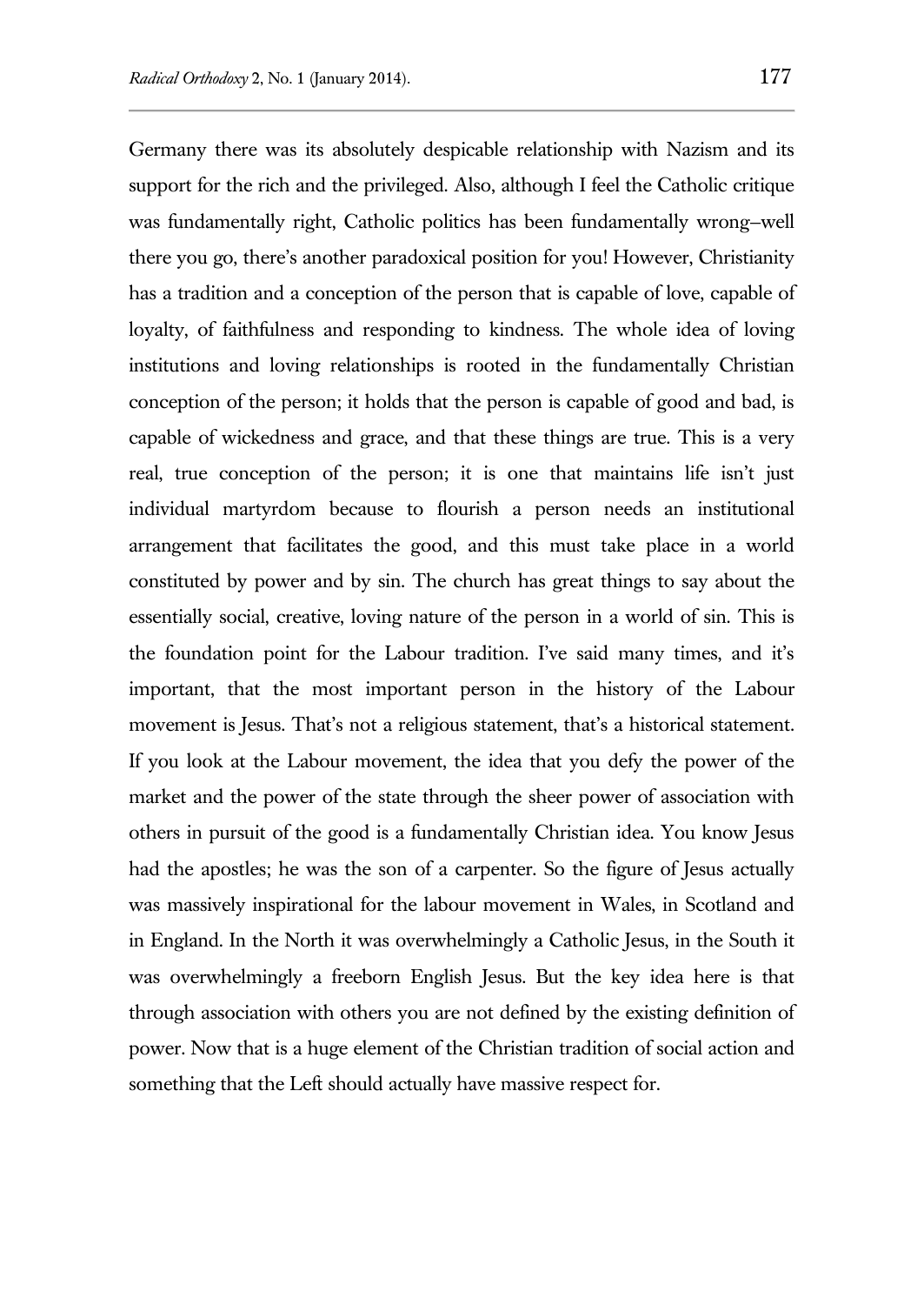Germany there was its absolutely despicable relationship with Nazism and its support for the rich and the privileged. Also, although I feel the Catholic critique was fundamentally right, Catholic politics has been fundamentally wrong–well there you go, there's another paradoxical position for you! However, Christianity has a tradition and a conception of the person that is capable of love, capable of loyalty, of faithfulness and responding to kindness. The whole idea of loving institutions and loving relationships is rooted in the fundamentally Christian conception of the person; it holds that the person is capable of good and bad, is capable of wickedness and grace, and that these things are true. This is a very real, true conception of the person; it is one that maintains life isn't just individual martyrdom because to flourish a person needs an institutional arrangement that facilitates the good, and this must take place in a world constituted by power and by sin. The church has great things to say about the essentially social, creative, loving nature of the person in a world of sin. This is the foundation point for the Labour tradition. I've said many times, and it's important, that the most important person in the history of the Labour movement is Jesus. That's not a religious statement, that's a historical statement. If you look at the Labour movement, the idea that you defy the power of the market and the power of the state through the sheer power of association with others in pursuit of the good is a fundamentally Christian idea. You know Jesus had the apostles; he was the son of a carpenter. So the figure of Jesus actually was massively inspirational for the labour movement in Wales, in Scotland and in England. In the North it was overwhelmingly a Catholic Jesus, in the South it was overwhelmingly a freeborn English Jesus. But the key idea here is that through association with others you are not defined by the existing definition of power. Now that is a huge element of the Christian tradition of social action and something that the Left should actually have massive respect for.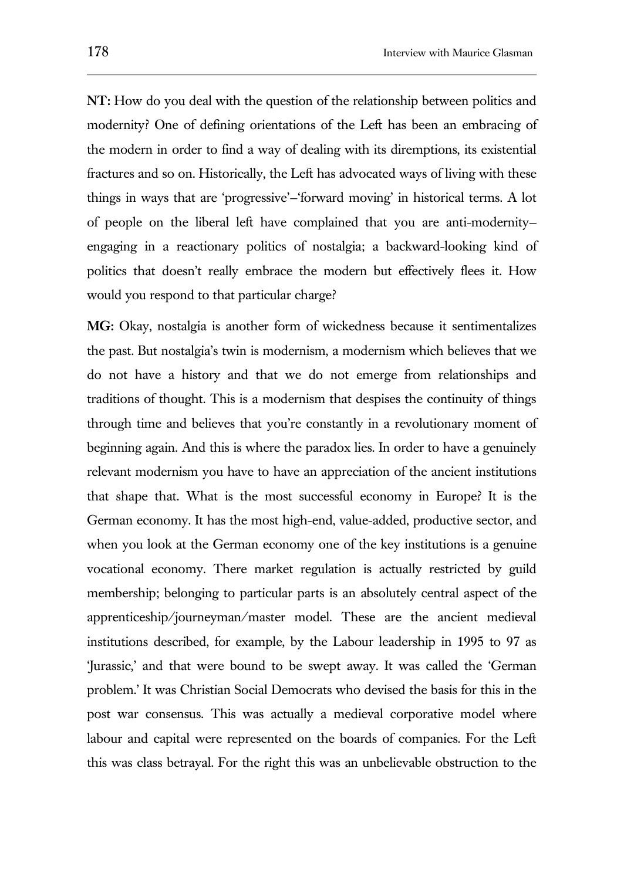**NT:** How do you deal with the question of the relationship between politics and modernity? One of defining orientations of the Left has been an embracing of the modern in order to find a way of dealing with its diremptions, its existential fractures and so on. Historically, the Left has advocated ways of living with these things in ways that are 'progressive'–'forward moving' in historical terms. A lot of people on the liberal left have complained that you are anti-modernity–engaging in a reactionary politics of nostalgia; a backward-looking kind of politics that doesn't really embrace the modern but effectively flees it. How would you respond to that particular charge?

**MG:** Okay, nostalgia is another form of wickedness because it sentimentalizes the past. But nostalgia's twin is modernism, a modernism which believes that we do not have a history and that we do not emerge from relationships and traditions of thought. This is a modernism that despises the continuity of things through time and believes that you're constantly in a revolutionary moment of beginning again. And this is where the paradox lies. In order to have a genuinely relevant modernism you have to have an appreciation of the ancient institutions that shape that. What is the most successful economy in Europe? It is the German economy. It has the most high-end, value-added, productive sector, and when you look at the German economy one of the key institutions is a genuine vocational economy. There market regulation is actually restricted by guild membership; belonging to particular parts is an absolutely central aspect of the apprenticeship/journeyman/master model. These are the ancient medieval institutions described, for example, by the Labour leadership in 1995 to 97 as 'Jurassic,' and that were bound to be swept away. It was called the 'German problem.' It was Christian Social Democrats who devised the basis for this in the post war consensus. This was actually a medieval corporative model where labour and capital were represented on the boards of companies. For the Left this was class betrayal. For the right this was an unbelievable obstruction to the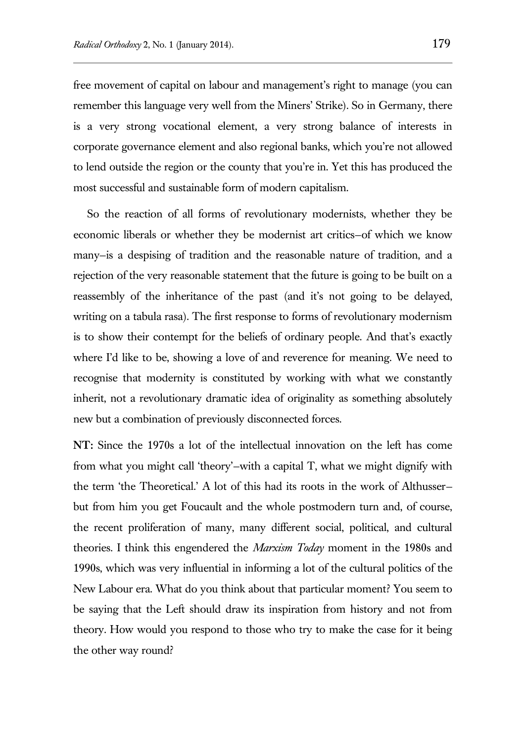free movement of capital on labour and management's right to manage (you can remember this language very well from the Miners' Strike). So in Germany, there is a very strong vocational element, a very strong balance of interests in corporate governance element and also regional banks, which you're not allowed to lend outside the region or the county that you're in. Yet this has produced the most successful and sustainable form of modern capitalism.

So the reaction of all forms of revolutionary modernists, whether they be economic liberals or whether they be modernist art critics–of which we know many–is a despising of tradition and the reasonable nature of tradition, and a rejection of the very reasonable statement that the future is going to be built on a reassembly of the inheritance of the past (and it's not going to be delayed, writing on a tabula rasa). The first response to forms of revolutionary modernism is to show their contempt for the beliefs of ordinary people. And that's exactly where I'd like to be, showing a love of and reverence for meaning. We need to recognise that modernity is constituted by working with what we constantly inherit, not a revolutionary dramatic idea of originality as something absolutely new but a combination of previously disconnected forces.

**NT:** Since the 1970s a lot of the intellectual innovation on the left has come from what you might call 'theory'–with a capital T, what we might dignify with the term 'the Theoretical.' A lot of this had its roots in the work of Althusser–but from him you get Foucault and the whole postmodern turn and, of course, the recent proliferation of many, many different social, political, and cultural theories. I think this engendered the *Marxism Today* moment in the 1980s and 1990s, which was very influential in informing a lot of the cultural politics of the New Labour era. What do you think about that particular moment? You seem to be saying that the Left should draw its inspiration from history and not from theory. How would you respond to those who try to make the case for it being the other way round?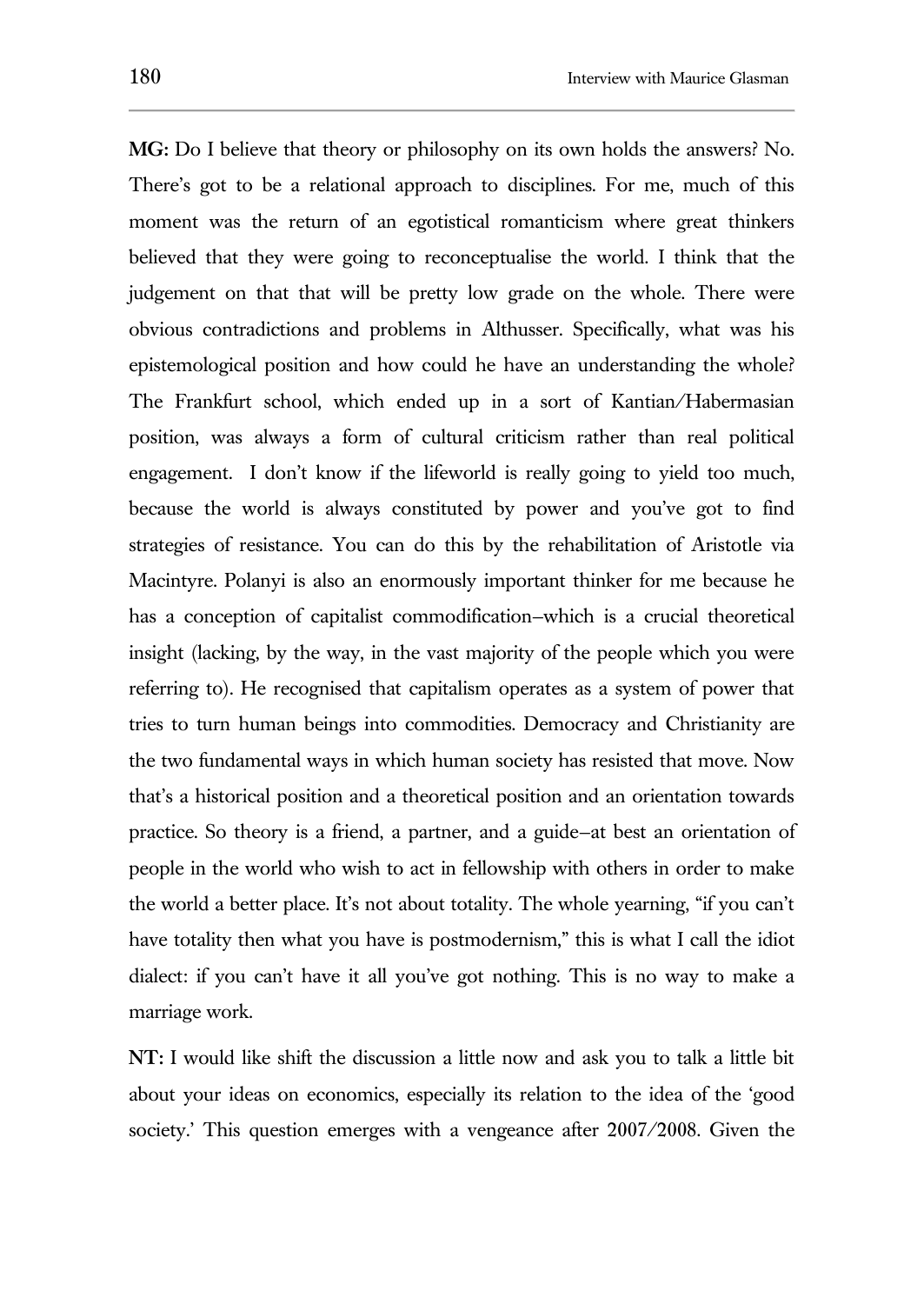**MG:** Do I believe that theory or philosophy on its own holds the answers? No. There's got to be a relational approach to disciplines. For me, much of this moment was the return of an egotistical romanticism where great thinkers believed that they were going to reconceptualise the world. I think that the judgement on that that will be pretty low grade on the whole. There were obvious contradictions and problems in Althusser. Specifically, what was his epistemological position and how could he have an understanding the whole? The Frankfurt school, which ended up in a sort of Kantian/Habermasian position, was always a form of cultural criticism rather than real political engagement. I don't know if the lifeworld is really going to yield too much, because the world is always constituted by power and you've got to find strategies of resistance. You can do this by the rehabilitation of Aristotle via Macintyre. Polanyi is also an enormously important thinker for me because he has a conception of capitalist commodification–which is a crucial theoretical insight (lacking, by the way, in the vast majority of the people which you were referring to). He recognised that capitalism operates as a system of power that tries to turn human beings into commodities. Democracy and Christianity are the two fundamental ways in which human society has resisted that move. Now that's a historical position and a theoretical position and an orientation towards practice. So theory is a friend, a partner, and a guide–at best an orientation of people in the world who wish to act in fellowship with others in order to make the world a better place. It's not about totality. The whole yearning, "if you can't have totality then what you have is postmodernism," this is what I call the idiot dialect: if you can't have it all you've got nothing. This is no way to make a marriage work.

**NT:** I would like shift the discussion a little now and ask you to talk a little bit about your ideas on economics, especially its relation to the idea of the 'good society.' This question emerges with a vengeance after 2007/2008. Given the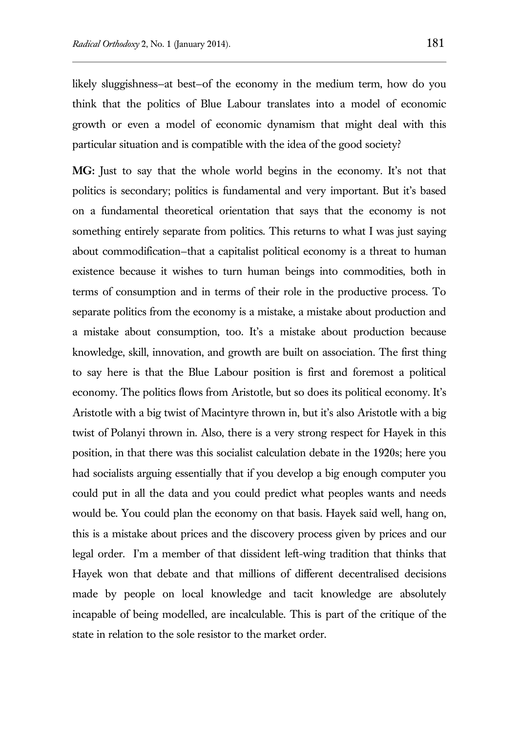likely sluggishness–at best–of the economy in the medium term, how do you think that the politics of Blue Labour translates into a model of economic growth or even a model of economic dynamism that might deal with this particular situation and is compatible with the idea of the good society?

**MG:** Just to say that the whole world begins in the economy. It's not that politics is secondary; politics is fundamental and very important. But it's based on a fundamental theoretical orientation that says that the economy is not something entirely separate from politics. This returns to what I was just saying about commodification–that a capitalist political economy is a threat to human existence because it wishes to turn human beings into commodities, both in terms of consumption and in terms of their role in the productive process. To separate politics from the economy is a mistake, a mistake about production and a mistake about consumption, too. It's a mistake about production because knowledge, skill, innovation, and growth are built on association. The first thing to say here is that the Blue Labour position is first and foremost a political economy. The politics flows from Aristotle, but so does its political economy. It's Aristotle with a big twist of Macintyre thrown in, but it's also Aristotle with a big twist of Polanyi thrown in. Also, there is a very strong respect for Hayek in this position, in that there was this socialist calculation debate in the 1920s; here you had socialists arguing essentially that if you develop a big enough computer you could put in all the data and you could predict what peoples wants and needs would be. You could plan the economy on that basis. Hayek said well, hang on, this is a mistake about prices and the discovery process given by prices and our legal order. I'm a member of that dissident left-wing tradition that thinks that Hayek won that debate and that millions of different decentralised decisions made by people on local knowledge and tacit knowledge are absolutely incapable of being modelled, are incalculable. This is part of the critique of the state in relation to the sole resistor to the market order.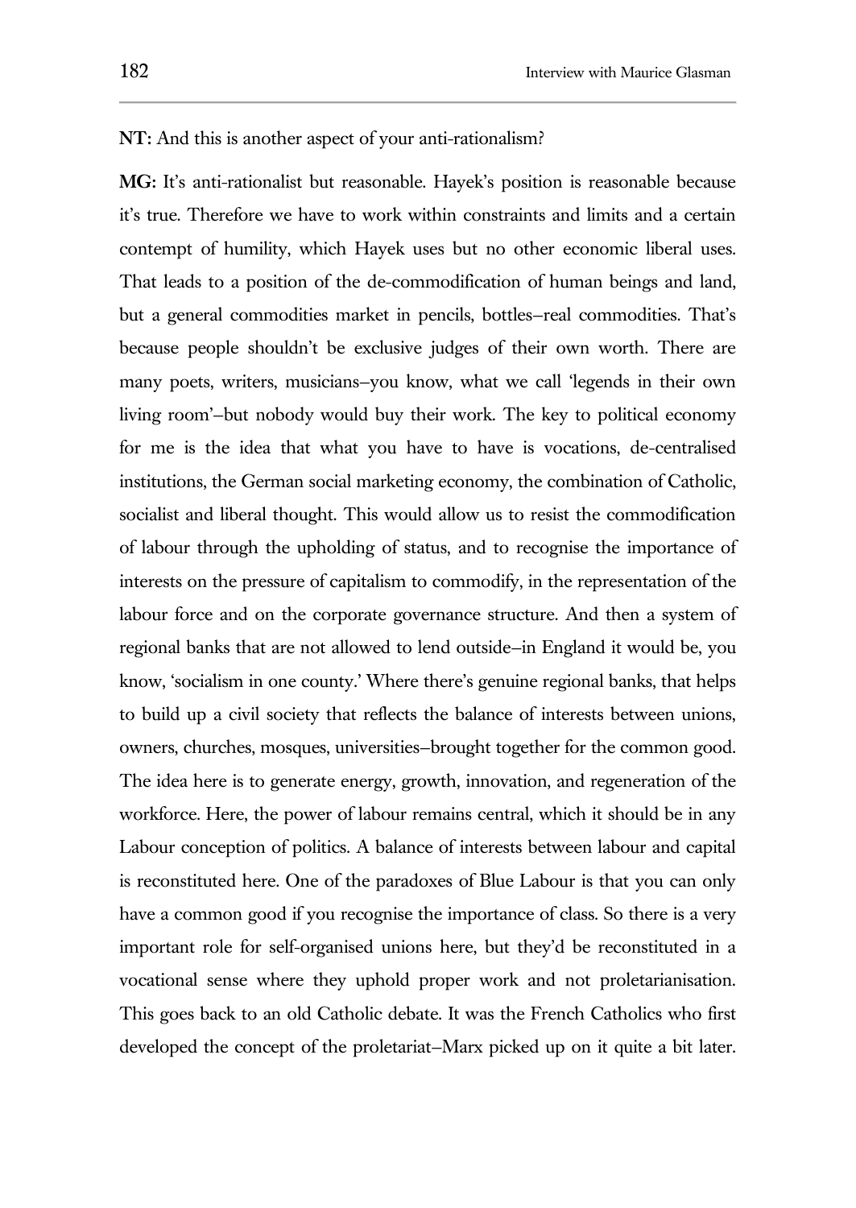**NT:** And this is another aspect of your anti-rationalism?

**MG:** It's anti-rationalist but reasonable. Hayek's position is reasonable because it's true. Therefore we have to work within constraints and limits and a certain contempt of humility, which Hayek uses but no other economic liberal uses. That leads to a position of the de-commodification of human beings and land, but a general commodities market in pencils, bottles–real commodities. That's because people shouldn't be exclusive judges of their own worth. There are many poets, writers, musicians–you know, what we call 'legends in their own living room'–but nobody would buy their work. The key to political economy for me is the idea that what you have to have is vocations, de-centralised institutions, the German social marketing economy, the combination of Catholic, socialist and liberal thought. This would allow us to resist the commodification of labour through the upholding of status, and to recognise the importance of interests on the pressure of capitalism to commodify, in the representation of the labour force and on the corporate governance structure. And then a system of regional banks that are not allowed to lend outside–in England it would be, you know, 'socialism in one county.' Where there's genuine regional banks, that helps to build up a civil society that reflects the balance of interests between unions, owners, churches, mosques, universities–brought together for the common good. The idea here is to generate energy, growth, innovation, and regeneration of the workforce. Here, the power of labour remains central, which it should be in any Labour conception of politics. A balance of interests between labour and capital is reconstituted here. One of the paradoxes of Blue Labour is that you can only have a common good if you recognise the importance of class. So there is a very important role for self-organised unions here, but they'd be reconstituted in a vocational sense where they uphold proper work and not proletarianisation. This goes back to an old Catholic debate. It was the French Catholics who first developed the concept of the proletariat–Marx picked up on it quite a bit later.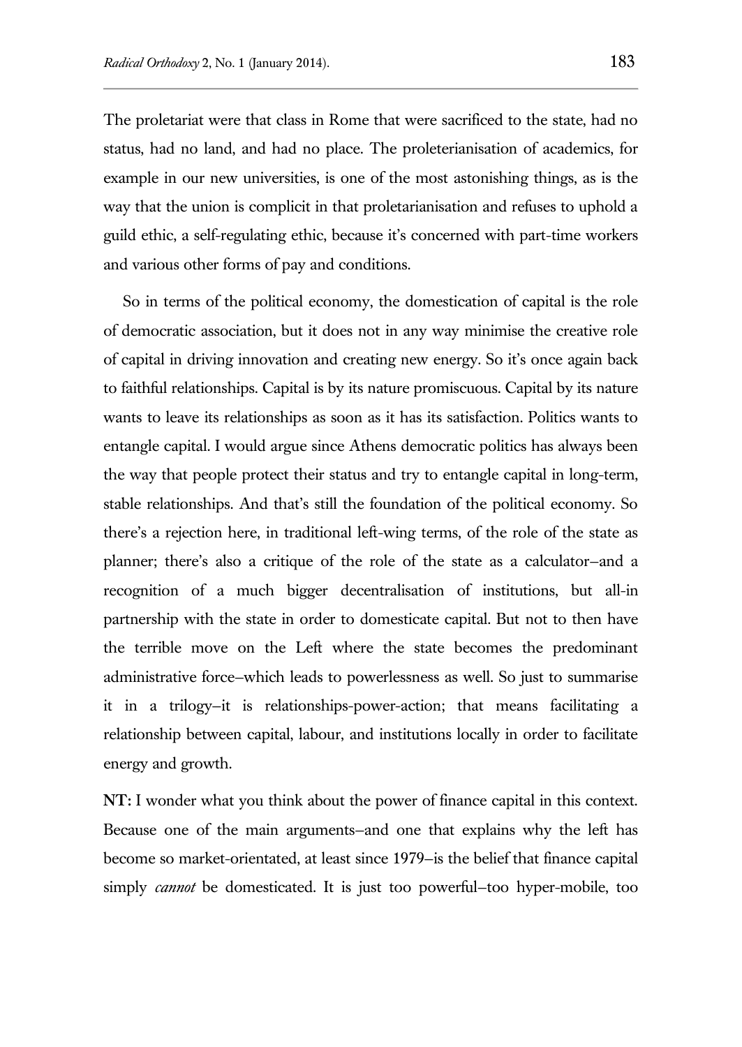The proletariat were that class in Rome that were sacrificed to the state, had no status, had no land, and had no place. The proleterianisation of academics, for example in our new universities, is one of the most astonishing things, as is the way that the union is complicit in that proletarianisation and refuses to uphold a guild ethic, a self-regulating ethic, because it's concerned with part-time workers and various other forms of pay and conditions.

So in terms of the political economy, the domestication of capital is the role of democratic association, but it does not in any way minimise the creative role of capital in driving innovation and creating new energy. So it's once again back to faithful relationships. Capital is by its nature promiscuous. Capital by its nature wants to leave its relationships as soon as it has its satisfaction. Politics wants to entangle capital. I would argue since Athens democratic politics has always been the way that people protect their status and try to entangle capital in long-term, stable relationships. And that's still the foundation of the political economy. So there's a rejection here, in traditional left-wing terms, of the role of the state as planner; there's also a critique of the role of the state as a calculator–and a recognition of a much bigger decentralisation of institutions, but all-in partnership with the state in order to domesticate capital. But not to then have the terrible move on the Left where the state becomes the predominant administrative force–which leads to powerlessness as well. So just to summarise it in a trilogy–it is relationships-power-action; that means facilitating a relationship between capital, labour, and institutions locally in order to facilitate energy and growth.

**NT:** I wonder what you think about the power of finance capital in this context. Because one of the main arguments–and one that explains why the left has become so market-orientated, at least since 1979–is the belief that finance capital simply *cannot* be domesticated. It is just too powerful–too hyper-mobile, too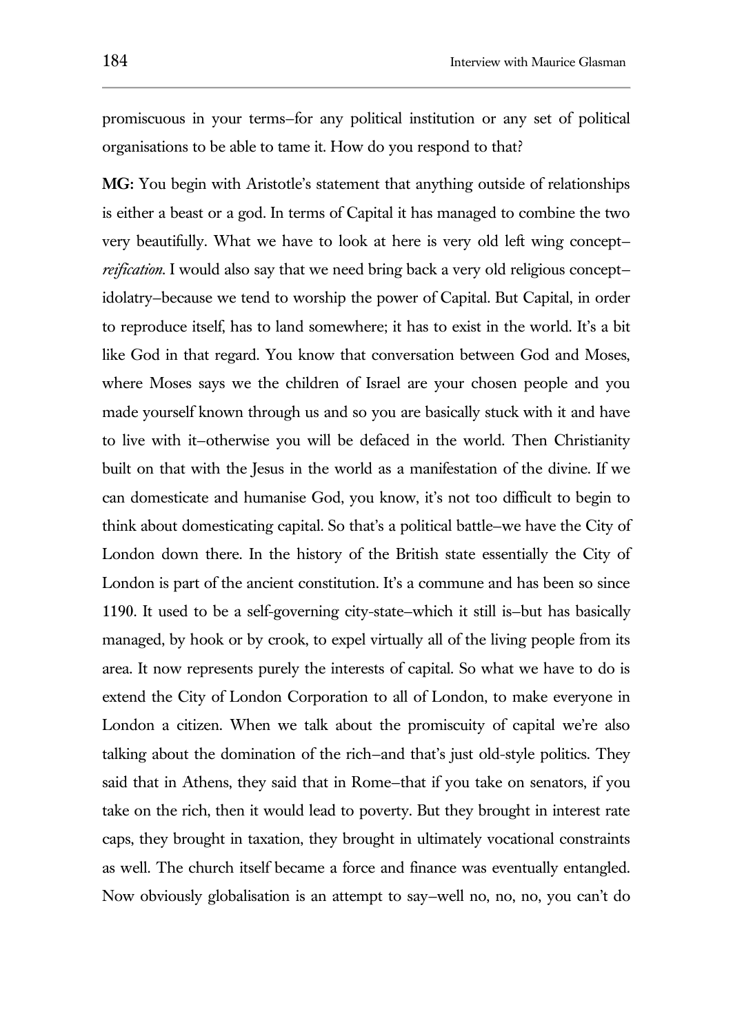promiscuous in your terms–for any political institution or any set of political organisations to be able to tame it. How do you respond to that?

**MG:** You begin with Aristotle's statement that anything outside of relationships is either a beast or a god. In terms of Capital it has managed to combine the two very beautifully. What we have to look at here is very old left wing concept–*reification*. I would also say that we need bring back a very old religious concept–idolatry–because we tend to worship the power of Capital. But Capital, in order to reproduce itself, has to land somewhere; it has to exist in the world. It's a bit like God in that regard. You know that conversation between God and Moses, where Moses says we the children of Israel are your chosen people and you made yourself known through us and so you are basically stuck with it and have to live with it–otherwise you will be defaced in the world. Then Christianity built on that with the Jesus in the world as a manifestation of the divine. If we can domesticate and humanise God, you know, it's not too difficult to begin to think about domesticating capital. So that's a political battle–we have the City of London down there. In the history of the British state essentially the City of London is part of the ancient constitution. It's a commune and has been so since 1190. It used to be a self-governing city-state–which it still is–but has basically managed, by hook or by crook, to expel virtually all of the living people from its area. It now represents purely the interests of capital. So what we have to do is extend the City of London Corporation to all of London, to make everyone in London a citizen. When we talk about the promiscuity of capital we're also talking about the domination of the rich–and that's just old-style politics. They said that in Athens, they said that in Rome–that if you take on senators, if you take on the rich, then it would lead to poverty. But they brought in interest rate caps, they brought in taxation, they brought in ultimately vocational constraints as well. The church itself became a force and finance was eventually entangled. Now obviously globalisation is an attempt to say–well no, no, no, you can't do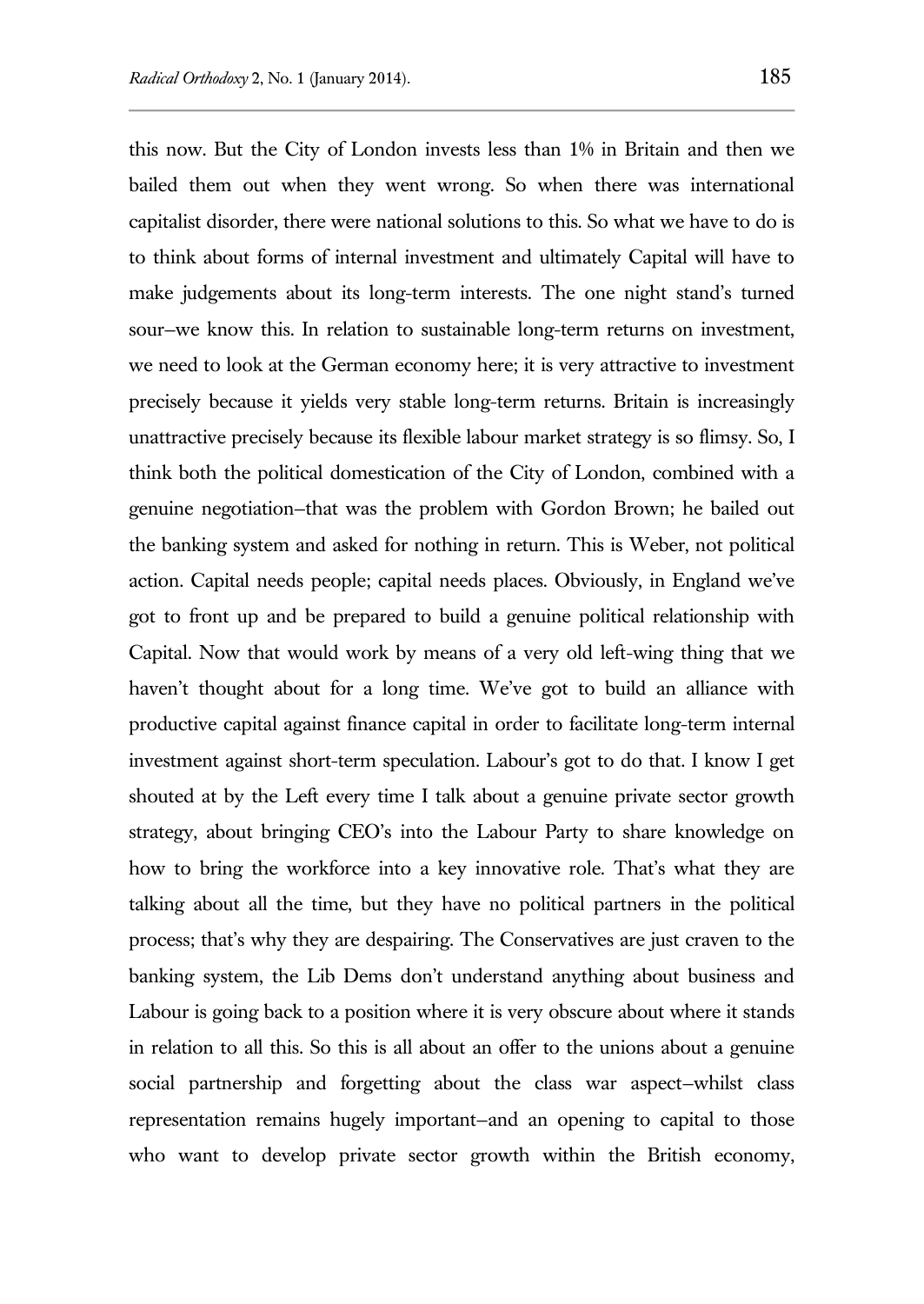this now. But the City of London invests less than 1% in Britain and then we bailed them out when they went wrong. So when there was international capitalist disorder, there were national solutions to this. So what we have to do is to think about forms of internal investment and ultimately Capital will have to make judgements about its long-term interests. The one night stand's turned sour–we know this. In relation to sustainable long-term returns on investment, we need to look at the German economy here; it is very attractive to investment precisely because it yields very stable long-term returns. Britain is increasingly unattractive precisely because its flexible labour market strategy is so flimsy. So, I think both the political domestication of the City of London, combined with a genuine negotiation–that was the problem with Gordon Brown; he bailed out the banking system and asked for nothing in return. This is Weber, not political action. Capital needs people; capital needs places. Obviously, in England we've got to front up and be prepared to build a genuine political relationship with Capital. Now that would work by means of a very old left-wing thing that we haven't thought about for a long time. We've got to build an alliance with productive capital against finance capital in order to facilitate long-term internal investment against short-term speculation. Labour's got to do that. I know I get shouted at by the Left every time I talk about a genuine private sector growth strategy, about bringing CEO's into the Labour Party to share knowledge on how to bring the workforce into a key innovative role. That's what they are talking about all the time, but they have no political partners in the political process; that's why they are despairing. The Conservatives are just craven to the banking system, the Lib Dems don't understand anything about business and Labour is going back to a position where it is very obscure about where it stands in relation to all this. So this is all about an offer to the unions about a genuine social partnership and forgetting about the class war aspect–whilst class representation remains hugely important–and an opening to capital to those who want to develop private sector growth within the British economy,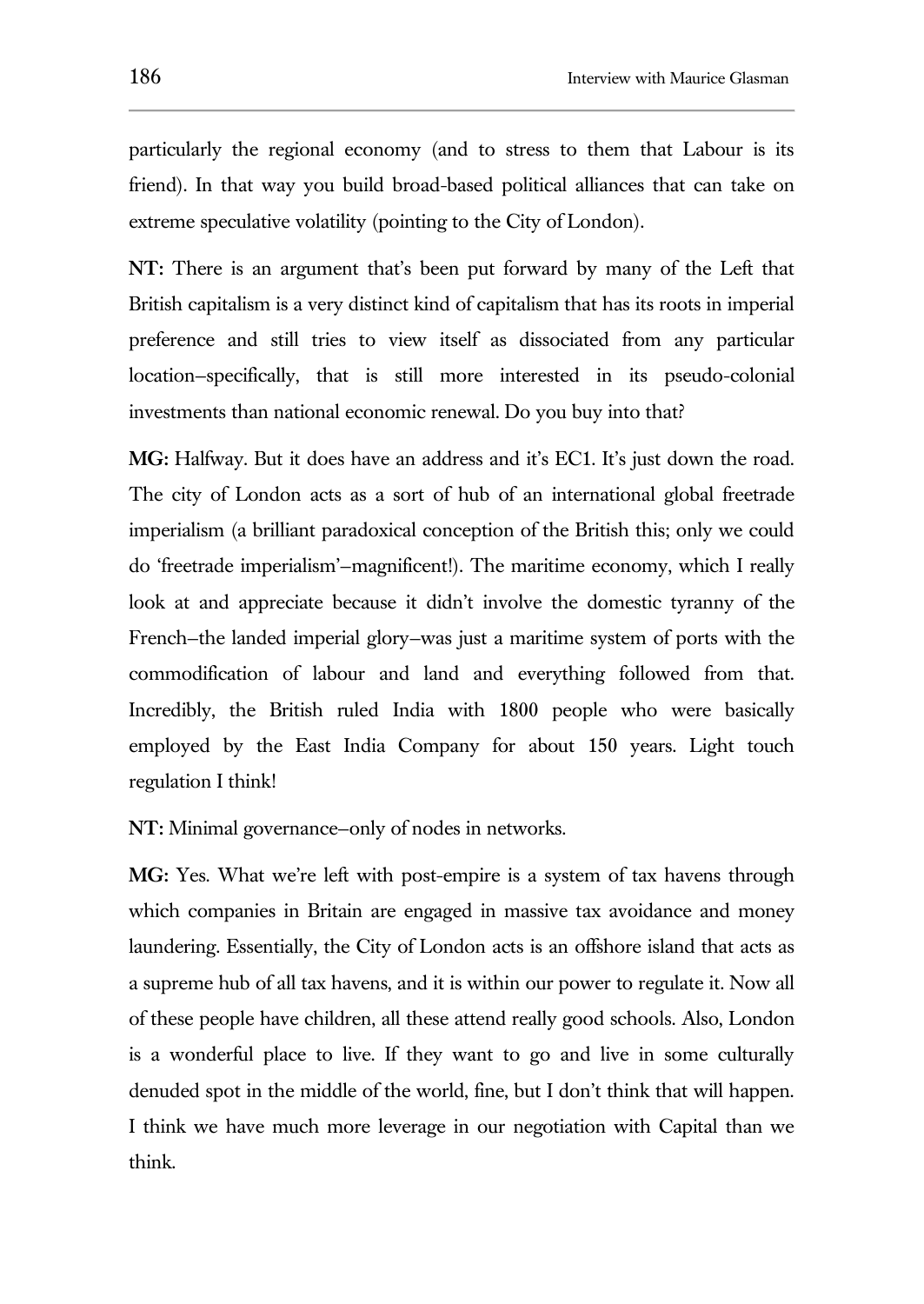particularly the regional economy (and to stress to them that Labour is its friend). In that way you build broad-based political alliances that can take on extreme speculative volatility (pointing to the City of London).

**NT:** There is an argument that's been put forward by many of the Left that British capitalism is a very distinct kind of capitalism that has its roots in imperial preference and still tries to view itself as dissociated from any particular location–specifically, that is still more interested in its pseudo-colonial investments than national economic renewal. Do you buy into that?

**MG:** Halfway. But it does have an address and it's EC1. It's just down the road. The city of London acts as a sort of hub of an international global freetrade imperialism (a brilliant paradoxical conception of the British this; only we could do 'freetrade imperialism'–magnificent!). The maritime economy, which I really look at and appreciate because it didn't involve the domestic tyranny of the French–the landed imperial glory–was just a maritime system of ports with the commodification of labour and land and everything followed from that. Incredibly, the British ruled India with 1800 people who were basically employed by the East India Company for about 150 years. Light touch regulation I think!

**NT:** Minimal governance–only of nodes in networks.

**MG:** Yes. What we're left with post-empire is a system of tax havens through which companies in Britain are engaged in massive tax avoidance and money laundering. Essentially, the City of London acts is an offshore island that acts as a supreme hub of all tax havens, and it is within our power to regulate it. Now all of these people have children, all these attend really good schools. Also, London is a wonderful place to live. If they want to go and live in some culturally denuded spot in the middle of the world, fine, but I don't think that will happen. I think we have much more leverage in our negotiation with Capital than we think.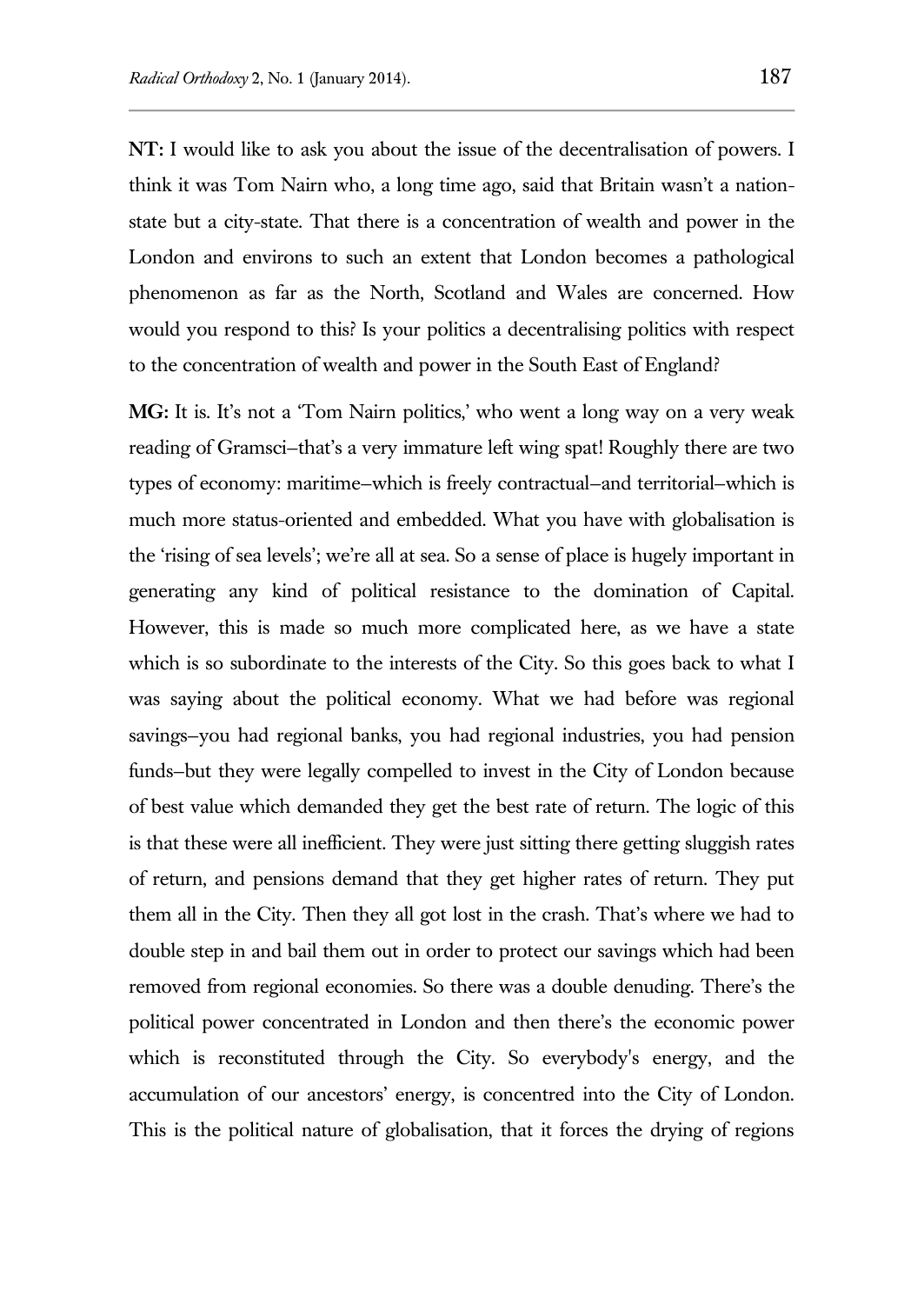**NT:** I would like to ask you about the issue of the decentralisation of powers. I think it was Tom Nairn who, a long time ago, said that Britain wasn't a nation-state but a city-state. That there is a concentration of wealth and power in the London and environs to such an extent that London becomes a pathological phenomenon as far as the North, Scotland and Wales are concerned. How would you respond to this? Is your politics a decentralising politics with respect to the concentration of wealth and power in the South East of England?

**MG:** It is. It's not a 'Tom Nairn politics,' who went a long way on a very weak reading of Gramsci–that's a very immature left wing spat! Roughly there are two types of economy: maritime–which is freely contractual–and territorial–which is much more status-oriented and embedded. What you have with globalisation is the 'rising of sea levels'; we're all at sea. So a sense of place is hugely important in generating any kind of political resistance to the domination of Capital. However, this is made so much more complicated here, as we have a state which is so subordinate to the interests of the City. So this goes back to what I was saying about the political economy. What we had before was regional savings–you had regional banks, you had regional industries, you had pension funds–but they were legally compelled to invest in the City of London because of best value which demanded they get the best rate of return. The logic of this is that these were all inefficient. They were just sitting there getting sluggish rates of return, and pensions demand that they get higher rates of return. They put them all in the City. Then they all got lost in the crash. That's where we had to double step in and bail them out in order to protect our savings which had been removed from regional economies. So there was a double denuding. There's the political power concentrated in London and then there's the economic power which is reconstituted through the City. So everybody's energy, and the accumulation of our ancestors' energy, is concentred into the City of London. This is the political nature of globalisation, that it forces the drying of regions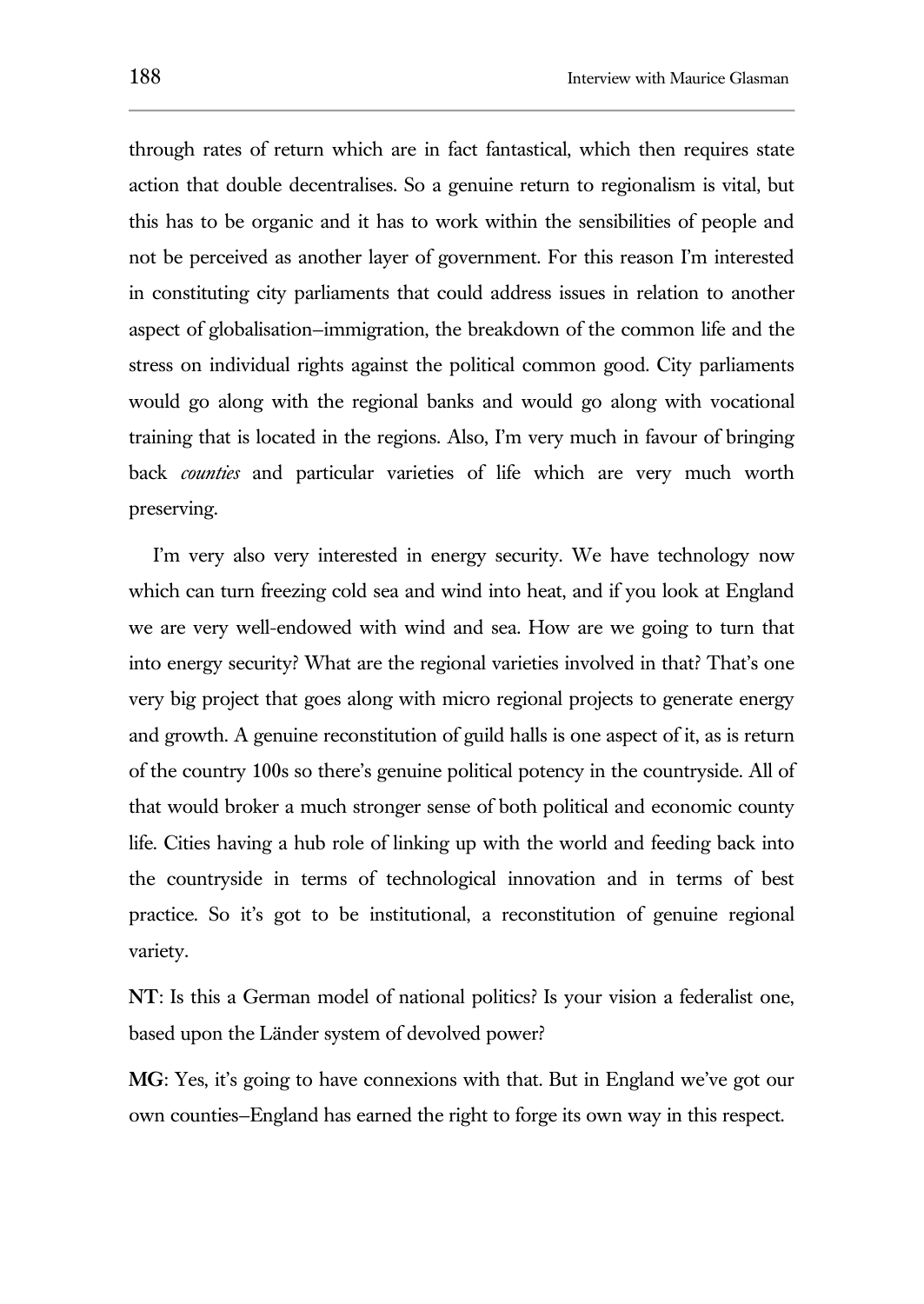through rates of return which are in fact fantastical, which then requires state action that double decentralises. So a genuine return to regionalism is vital, but this has to be organic and it has to work within the sensibilities of people and not be perceived as another layer of government. For this reason I'm interested in constituting city parliaments that could address issues in relation to another aspect of globalisation–immigration, the breakdown of the common life and the stress on individual rights against the political common good. City parliaments would go along with the regional banks and would go along with vocational training that is located in the regions. Also, I'm very much in favour of bringing back *counties* and particular varieties of life which are very much worth preserving.

I'm very also very interested in energy security. We have technology now which can turn freezing cold sea and wind into heat, and if you look at England we are very well-endowed with wind and sea. How are we going to turn that into energy security? What are the regional varieties involved in that? That's one very big project that goes along with micro regional projects to generate energy and growth. A genuine reconstitution of guild halls is one aspect of it, as is return of the country 100s so there's genuine political potency in the countryside. All of that would broker a much stronger sense of both political and economic county life. Cities having a hub role of linking up with the world and feeding back into the countryside in terms of technological innovation and in terms of best practice. So it's got to be institutional, a reconstitution of genuine regional variety.

**NT**: Is this a German model of national politics? Is your vision a federalist one, based upon the Länder system of devolved power?

**MG**: Yes, it's going to have connexions with that. But in England we've got our own counties–England has earned the right to forge its own way in this respect.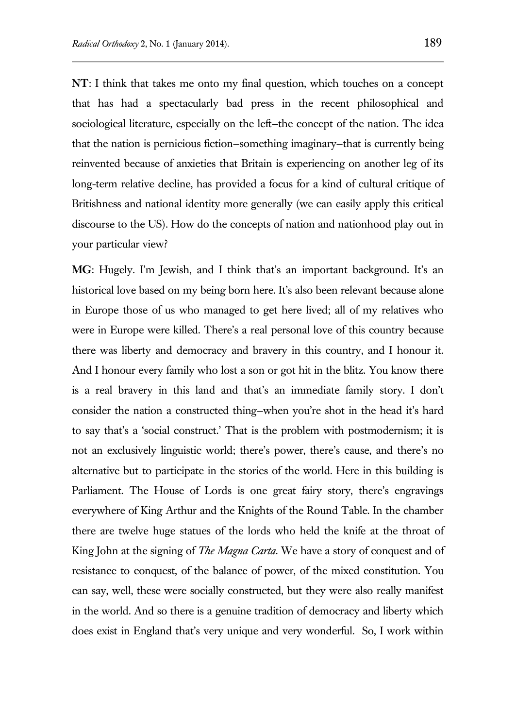**NT**: I think that takes me onto my final question, which touches on a concept that has had a spectacularly bad press in the recent philosophical and sociological literature, especially on the left–the concept of the nation. The idea that the nation is pernicious fiction–something imaginary–that is currently being reinvented because of anxieties that Britain is experiencing on another leg of its long-term relative decline, has provided a focus for a kind of cultural critique of Britishness and national identity more generally (we can easily apply this critical discourse to the US). How do the concepts of nation and nationhood play out in your particular view?

**MG**: Hugely. I'm Jewish, and I think that's an important background. It's an historical love based on my being born here. It's also been relevant because alone in Europe those of us who managed to get here lived; all of my relatives who were in Europe were killed. There's a real personal love of this country because there was liberty and democracy and bravery in this country, and I honour it. And I honour every family who lost a son or got hit in the blitz. You know there is a real bravery in this land and that's an immediate family story. I don't consider the nation a constructed thing–when you're shot in the head it's hard to say that's a 'social construct.' That is the problem with postmodernism; it is not an exclusively linguistic world; there's power, there's cause, and there's no alternative but to participate in the stories of the world. Here in this building is Parliament. The House of Lords is one great fairy story, there's engravings everywhere of King Arthur and the Knights of the Round Table. In the chamber there are twelve huge statues of the lords who held the knife at the throat of King John at the signing of *The Magna Carta*. We have a story of conquest and of resistance to conquest, of the balance of power, of the mixed constitution. You can say, well, these were socially constructed, but they were also really manifest in the world. And so there is a genuine tradition of democracy and liberty which does exist in England that's very unique and very wonderful. So, I work within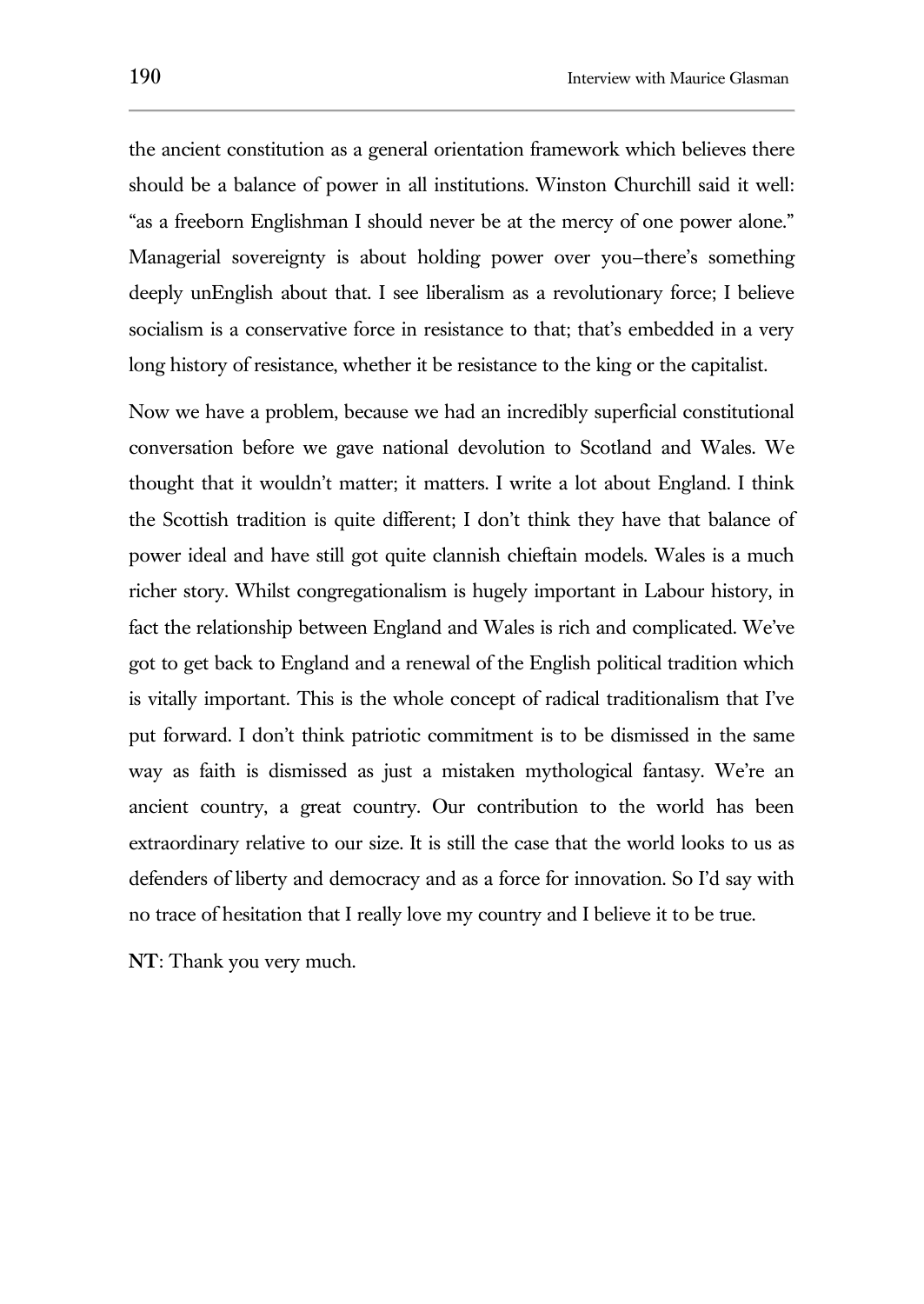the ancient constitution as a general orientation framework which believes there should be a balance of power in all institutions. Winston Churchill said it well: "as a freeborn Englishman I should never be at the mercy of one power alone." Managerial sovereignty is about holding power over you–there's something deeply unEnglish about that. I see liberalism as a revolutionary force; I believe socialism is a conservative force in resistance to that; that's embedded in a very long history of resistance, whether it be resistance to the king or the capitalist.

Now we have a problem, because we had an incredibly superficial constitutional conversation before we gave national devolution to Scotland and Wales. We thought that it wouldn't matter; it matters. I write a lot about England. I think the Scottish tradition is quite different; I don't think they have that balance of power ideal and have still got quite clannish chieftain models. Wales is a much richer story. Whilst congregationalism is hugely important in Labour history, in fact the relationship between England and Wales is rich and complicated. We've got to get back to England and a renewal of the English political tradition which is vitally important. This is the whole concept of radical traditionalism that I've put forward. I don't think patriotic commitment is to be dismissed in the same way as faith is dismissed as just a mistaken mythological fantasy. We're an ancient country, a great country. Our contribution to the world has been extraordinary relative to our size. It is still the case that the world looks to us as defenders of liberty and democracy and as a force for innovation. So I'd say with no trace of hesitation that I really love my country and I believe it to be true.

**NT**: Thank you very much.